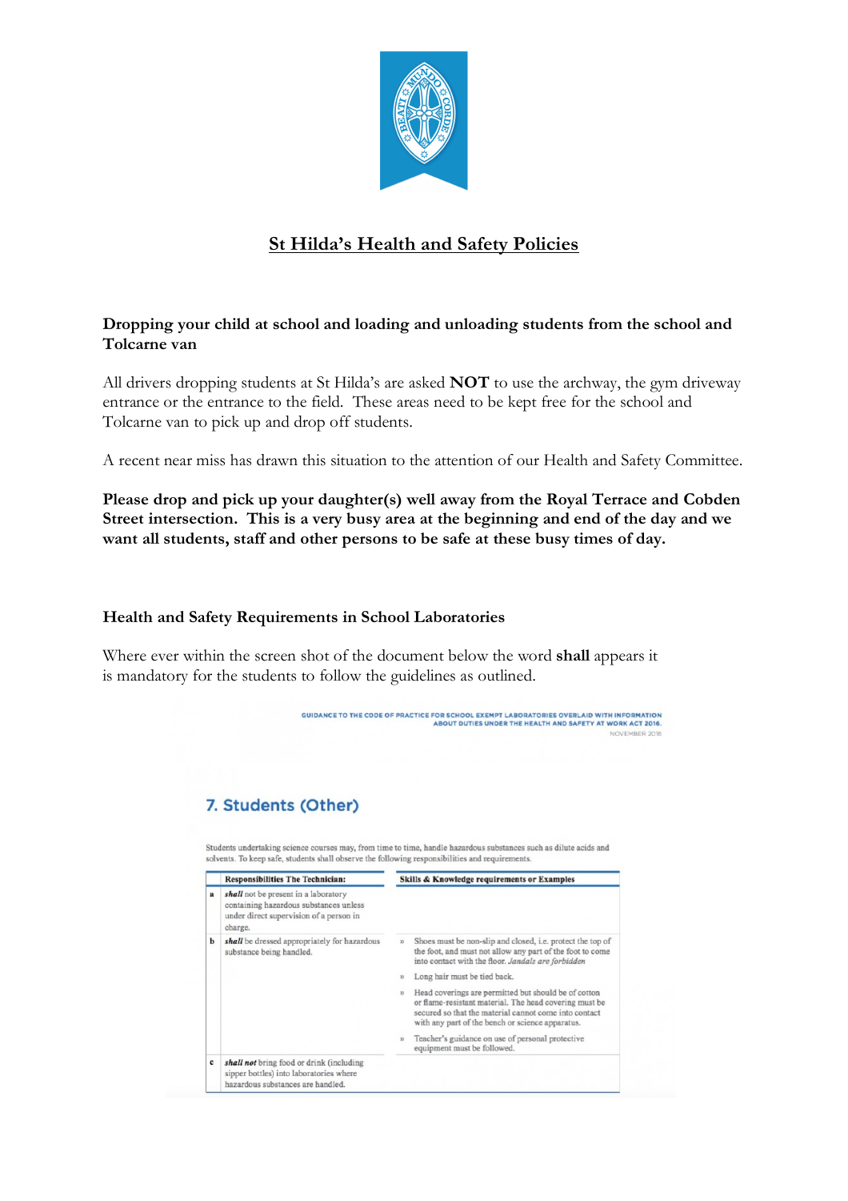# St Hilda's Health and Safety Policies

**Dropping your child at school and loading and unloading students from the school and Tolcarne van**

All drivers dropping students at St Hilda's are asked **NOT** to use the archway, the gym driveway entrance or the entrance to the field. These areas need to be kept free for the school and Tolcarne van to pick up and drop off students.

A recent near miss has drawn this situation to the attention of our Health and Safety Committee.

**Please drop and pick up your daughter(s) well away from the Royal Terrace and Cobden Street intersection. This is a very busy area at the beginning and end of the day and we want all students, staff and other persons to be safe at these busy times of day.**

**Health and Safety Requirements in School Laboratories**

Where ever within the screen shot of the document below the word **shall** appears it is mandatory for the students to follow the guidelines as outlined.

GUIDANCE TO THE CODE OF PRACTICE FOR SCHOOL EXEMPT LABORATORIES OVERLAID WITH INFORMATION ABOUT DUTIES UNDER THE HEALTH AND SAFETY AT WORK ACT 2016.
NOVEMBER 2016

## 7. Students (Other)

Students undertaking science courses may, from time to time, handle hazardous substances such as dilute acids and solvents. To keep safe, students shall observe the following responsibilities and requirements.

| | Responsibilities The Technician: | Skills & Knowledge requirements or Examples |
|---|---|---|
| a | ***shall*** not be present in a laboratory containing hazardous substances unless under direct supervision of a person in charge. | |
| b | ***shall*** be dressed appropriately for hazardous substance being handled. | » Shoes must be non-slip and closed, i.e. protect the top of the foot, and must not allow any part of the foot to come into contact with the floor. *Jandals are forbidden*<br>» Long hair must be tied back.<br>» Head coverings are permitted but should be of cotton or flame-resistant material. The head covering must be secured so that the material cannot come into contact with any part of the bench or science apparatus.<br>» Teacher's guidance on use of personal protective equipment must be followed. |
| c | ***shall not*** bring food or drink (including sipper bottles) into laboratories where hazardous substances are handled. | |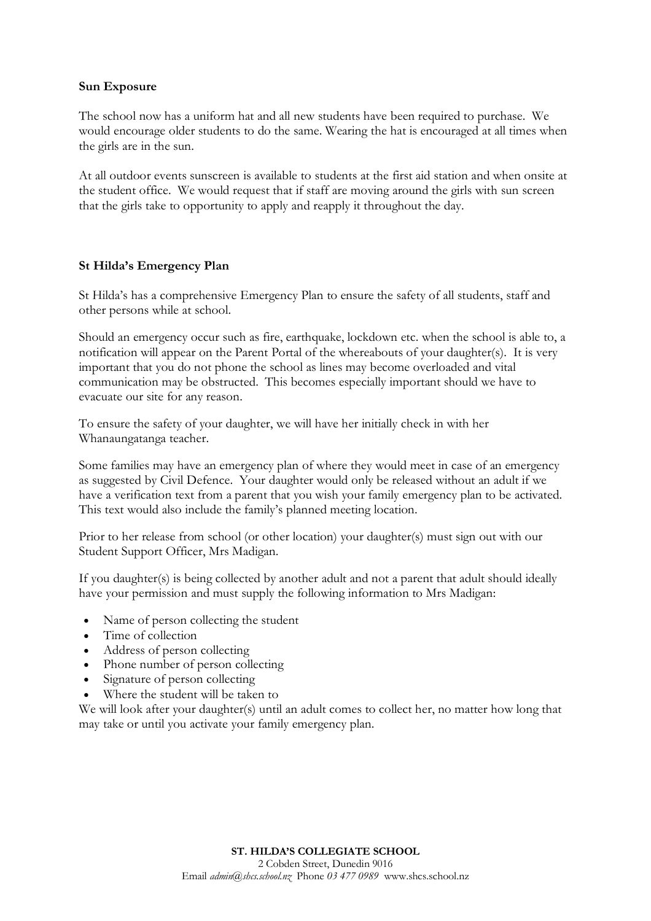**Sun Exposure**

The school now has a uniform hat and all new students have been required to purchase. We would encourage older students to do the same. Wearing the hat is encouraged at all times when the girls are in the sun.

At all outdoor events sunscreen is available to students at the first aid station and when onsite at the student office. We would request that if staff are moving around the girls with sun screen that the girls take to opportunity to apply and reapply it throughout the day.

**St Hilda's Emergency Plan**

St Hilda's has a comprehensive Emergency Plan to ensure the safety of all students, staff and other persons while at school.

Should an emergency occur such as fire, earthquake, lockdown etc. when the school is able to, a notification will appear on the Parent Portal of the whereabouts of your daughter(s). It is very important that you do not phone the school as lines may become overloaded and vital communication may be obstructed. This becomes especially important should we have to evacuate our site for any reason.

To ensure the safety of your daughter, we will have her initially check in with her Whanaungatanga teacher.

Some families may have an emergency plan of where they would meet in case of an emergency as suggested by Civil Defence. Your daughter would only be released without an adult if we have a verification text from a parent that you wish your family emergency plan to be activated. This text would also include the family's planned meeting location.

Prior to her release from school (or other location) your daughter(s) must sign out with our Student Support Officer, Mrs Madigan.

If you daughter(s) is being collected by another adult and not a parent that adult should ideally have your permission and must supply the following information to Mrs Madigan:

- Name of person collecting the student
- Time of collection
- Address of person collecting
- Phone number of person collecting
- Signature of person collecting
- Where the student will be taken to

We will look after your daughter(s) until an adult comes to collect her, no matter how long that may take or until you activate your family emergency plan.

**ST. HILDA'S COLLEGIATE SCHOOL**
2 Cobden Street, Dunedin 9016
Email *admin@shcs.school.nz* Phone *03 477 0989* www.shcs.school.nz